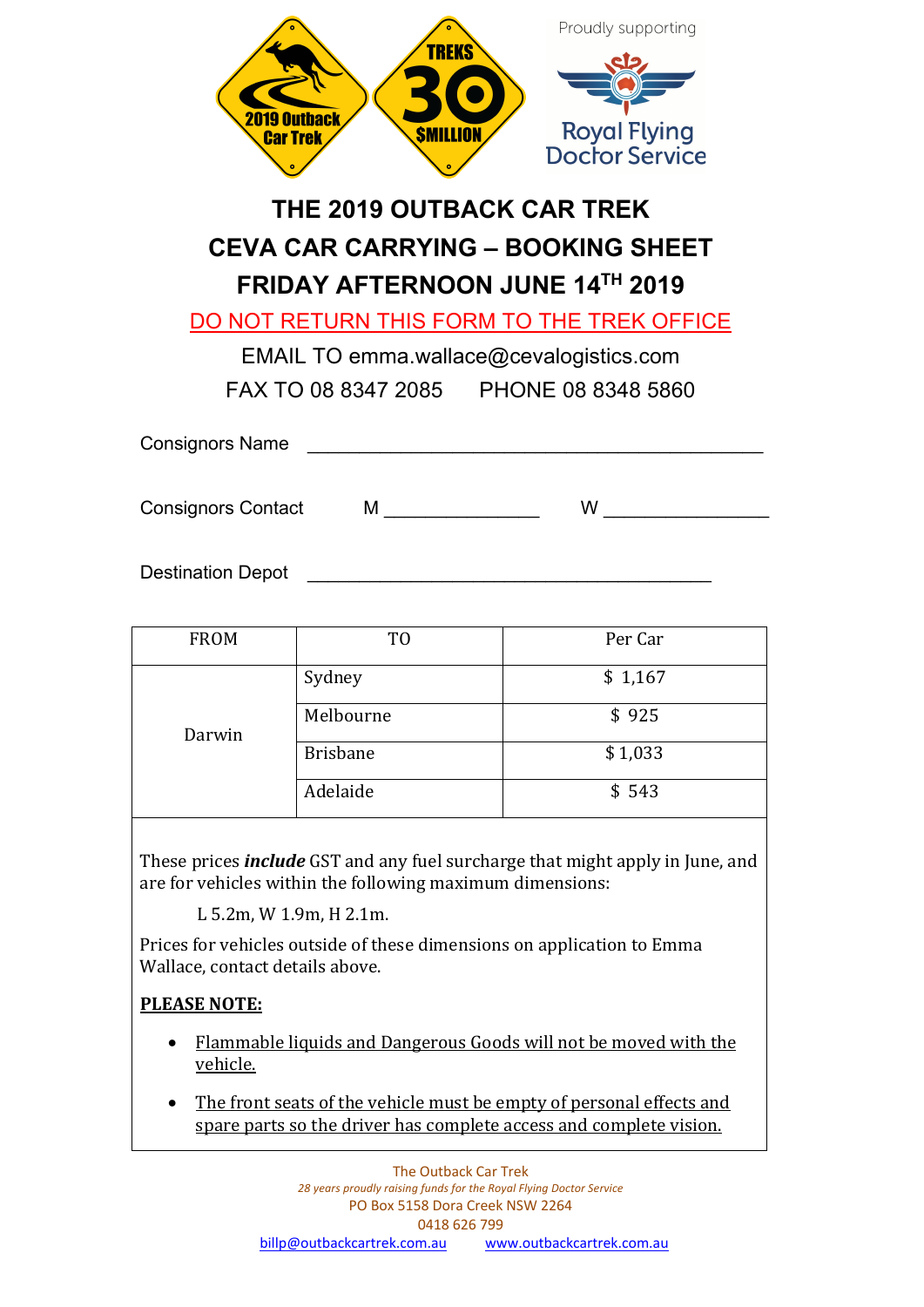2019 Outback Car Trek

TREKS 30 $MILLION

Proudly supporting

Royal Flying Doctor Service

# THE 2019 OUTBACK CAR TREK

# CEVA CAR CARRYING – BOOKING SHEET

# FRIDAY AFTERNOON JUNE 14TH 2019

DO NOT RETURN THIS FORM TO THE TREK OFFICE

EMAIL TO emma.wallace@cevalogistics.com

FAX TO 08 8347 2085 PHONE 08 8348 5860

Consignors Name ____________________________________________

Consignors Contact M _______________ W ________________

Destination Depot ______________________________________

| FROM | TO | Per Car |
|---|---|---|
| Darwin | Sydney | $ 1,167 |
| | Melbourne | $ 925 |
| | Brisbane | $ 1,033 |
| | Adelaide | $ 543 |

These prices ***include*** GST and any fuel surcharge that might apply in June, and are for vehicles within the following maximum dimensions:

L 5.2m, W 1.9m, H 2.1m.

Prices for vehicles outside of these dimensions on application to Emma Wallace, contact details above.

**PLEASE NOTE:**

- Flammable liquids and Dangerous Goods will not be moved with the vehicle.
- The front seats of the vehicle must be empty of personal effects and spare parts so the driver has complete access and complete vision.

The Outback Car Trek

*28 years proudly raising funds for the Royal Flying Doctor Service*

PO Box 5158 Dora Creek NSW 2264

0418 626 799

billp@outbackcartrek.com.au www.outbackcartrek.com.au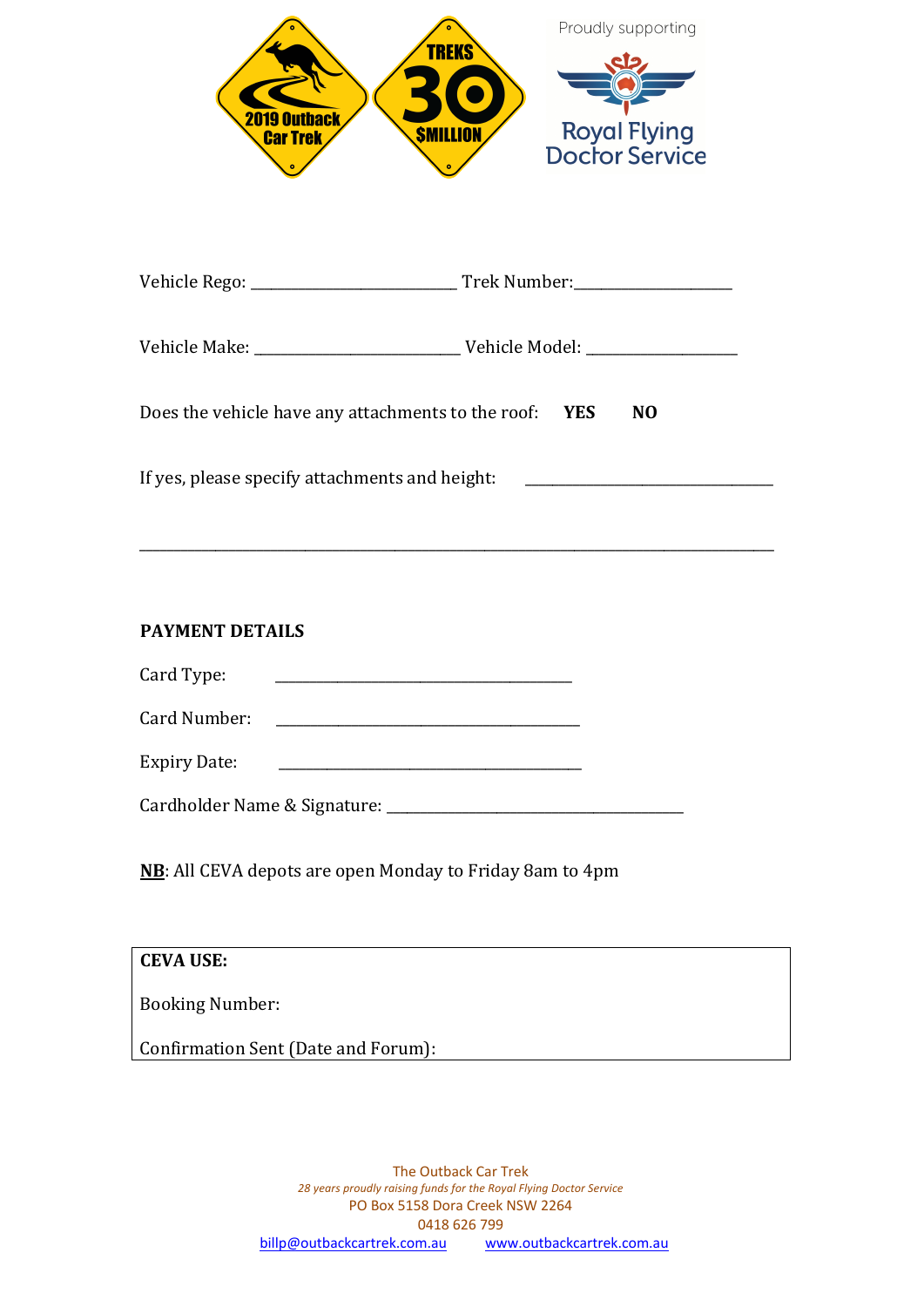Proudly supporting

Vehicle Rego: ___________________________ Trek Number:_____________________

Vehicle Make: ___________________________ Vehicle Model: ____________________

Does the vehicle have any attachments to the roof: **YES** **NO**

If yes, please specify attachments and height: ________________________________

_______________________________________________________________________________

**PAYMENT DETAILS**

Card Type: _______________________________________

Card Number: _______________________________________

Expiry Date: _______________________________________

Cardholder Name & Signature: _______________________________________

**NB**: All CEVA depots are open Monday to Friday 8am to 4pm

| |
|---|
| **CEVA USE:** |
| Booking Number: |
| Confirmation Sent (Date and Forum): |

The Outback Car Trek
*28 years proudly raising funds for the Royal Flying Doctor Service*
PO Box 5158 Dora Creek NSW 2264
0418 626 799
billp@outbackcartrek.com.au www.outbackcartrek.com.au